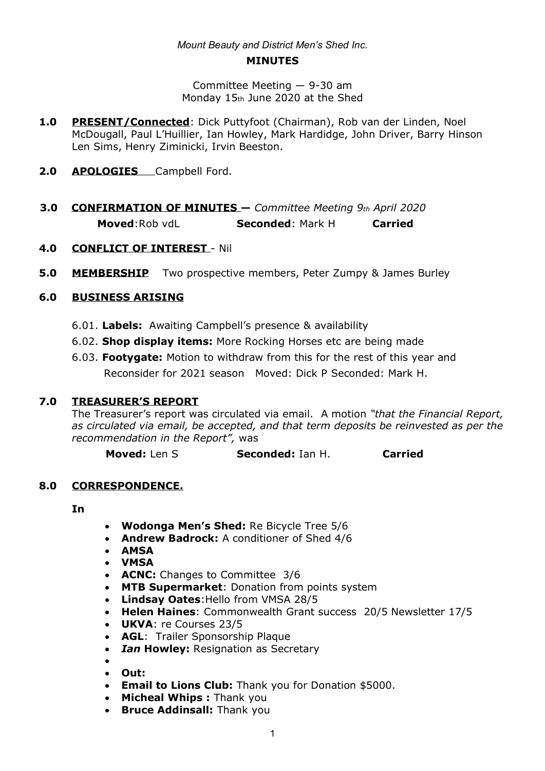*Mount Beauty and District Men's Shed Inc.*

# MINUTES

Committee Meeting — 9-30 am
Monday 15th June 2020 at the Shed

**1.0 PRESENT/Connected**: Dick Puttyfoot (Chairman), Rob van der Linden, Noel McDougall, Paul L'Huillier, Ian Howley, Mark Hardidge, John Driver, Barry Hinson Len Sims, Henry Ziminicki, Irvin Beeston.

**2.0 APOLOGIES** Campbell Ford.

**3.0 CONFIRMATION OF MINUTES —** *Committee Meeting 9th April 2020*

**Moved**: Rob vdL **Seconded**: Mark H **Carried**

**4.0 CONFLICT OF INTEREST** - Nil

**5.0 MEMBERSHIP** Two prospective members, Peter Zumpy & James Burley

## 6.0 BUSINESS ARISING

6.01. **Labels:** Awaiting Campbell's presence & availability

6.02. **Shop display items:** More Rocking Horses etc are being made

6.03. **Footygate:** Motion to withdraw from this for the rest of this year and Reconsider for 2021 season Moved: Dick P Seconded: Mark H.

## 7.0 TREASURER'S REPORT

The Treasurer's report was circulated via email. A motion *"that the Financial Report, as circulated via email, be accepted, and that term deposits be reinvested as per the recommendation in the Report",* was

**Moved:** Len S **Seconded:** Ian H. **Carried**

## 8.0 CORRESPONDENCE.

**In**

- **Wodonga Men's Shed:** Re Bicycle Tree 5/6
- **Andrew Badrock:** A conditioner of Shed 4/6
- **AMSA**
- **VMSA**
- **ACNC:** Changes to Committee 3/6
- **MTB Supermarket**: Donation from points system
- **Lindsay Oates**: Hello from VMSA 28/5
- **Helen Haines**: Commonwealth Grant success 20/5 Newsletter 17/5
- **UKVA**: re Courses 23/5
- **AGL**: Trailer Sponsorship Plaque
- ***Ian* Howley:** Resignation as Secretary
- **Out:**
- **Email to Lions Club:** Thank you for Donation $5000.
- **Micheal Whips :** Thank you
- **Bruce Addinsall:** Thank you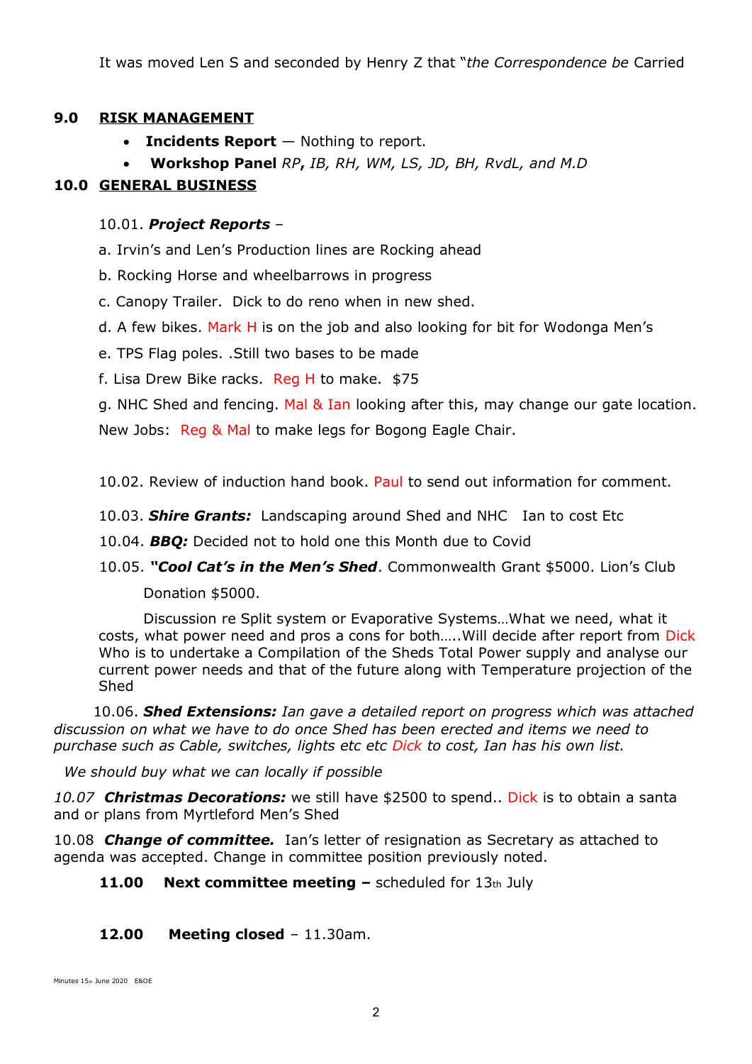It was moved Len S and seconded by Henry Z that "*the Correspondence be* Carried

## 9.0 RISK MANAGEMENT

- **Incidents Report** — Nothing to report.
- **Workshop Panel** *RP*, *IB, RH, WM, LS, JD, BH, RvdL, and M.D*

## 10.0 GENERAL BUSINESS

10.01. ***Project Reports*** –

a. Irvin's and Len's Production lines are Rocking ahead

b. Rocking Horse and wheelbarrows in progress

c. Canopy Trailer. Dick to do reno when in new shed.

d. A few bikes. Mark H is on the job and also looking for bit for Wodonga Men's

e. TPS Flag poles. .Still two bases to be made

f. Lisa Drew Bike racks. Reg H to make. $75

g. NHC Shed and fencing. Mal & Ian looking after this, may change our gate location.

New Jobs: Reg & Mal to make legs for Bogong Eagle Chair.

10.02. Review of induction hand book. Paul to send out information for comment.

10.03. ***Shire Grants:*** Landscaping around Shed and NHC Ian to cost Etc

10.04. ***BBQ:*** Decided not to hold one this Month due to Covid

10.05. ***"Cool Cat's in the Men's Shed***. Commonwealth Grant $5000. Lion's Club Donation $5000.

Discussion re Split system or Evaporative Systems…What we need, what it costs, what power need and pros a cons for both…..Will decide after report from Dick Who is to undertake a Compilation of the Sheds Total Power supply and analyse our current power needs and that of the future along with Temperature projection of the Shed

10.06. ***Shed Extensions:*** *Ian gave a detailed report on progress which was attached discussion on what we have to do once Shed has been erected and items we need to purchase such as Cable, switches, lights etc etc Dick to cost, Ian has his own list.*

*We should buy what we can locally if possible*

*10.07* ***Christmas Decorations:*** we still have $2500 to spend.. Dick is to obtain a santa and or plans from Myrtleford Men's Shed

10.08 ***Change of committee.*** Ian's letter of resignation as Secretary as attached to agenda was accepted. Change in committee position previously noted.

**11.00 Next committee meeting –** scheduled for 13th July

**12.00 Meeting closed** – 11.30am.

Minutes 15th June 2020 E&OE